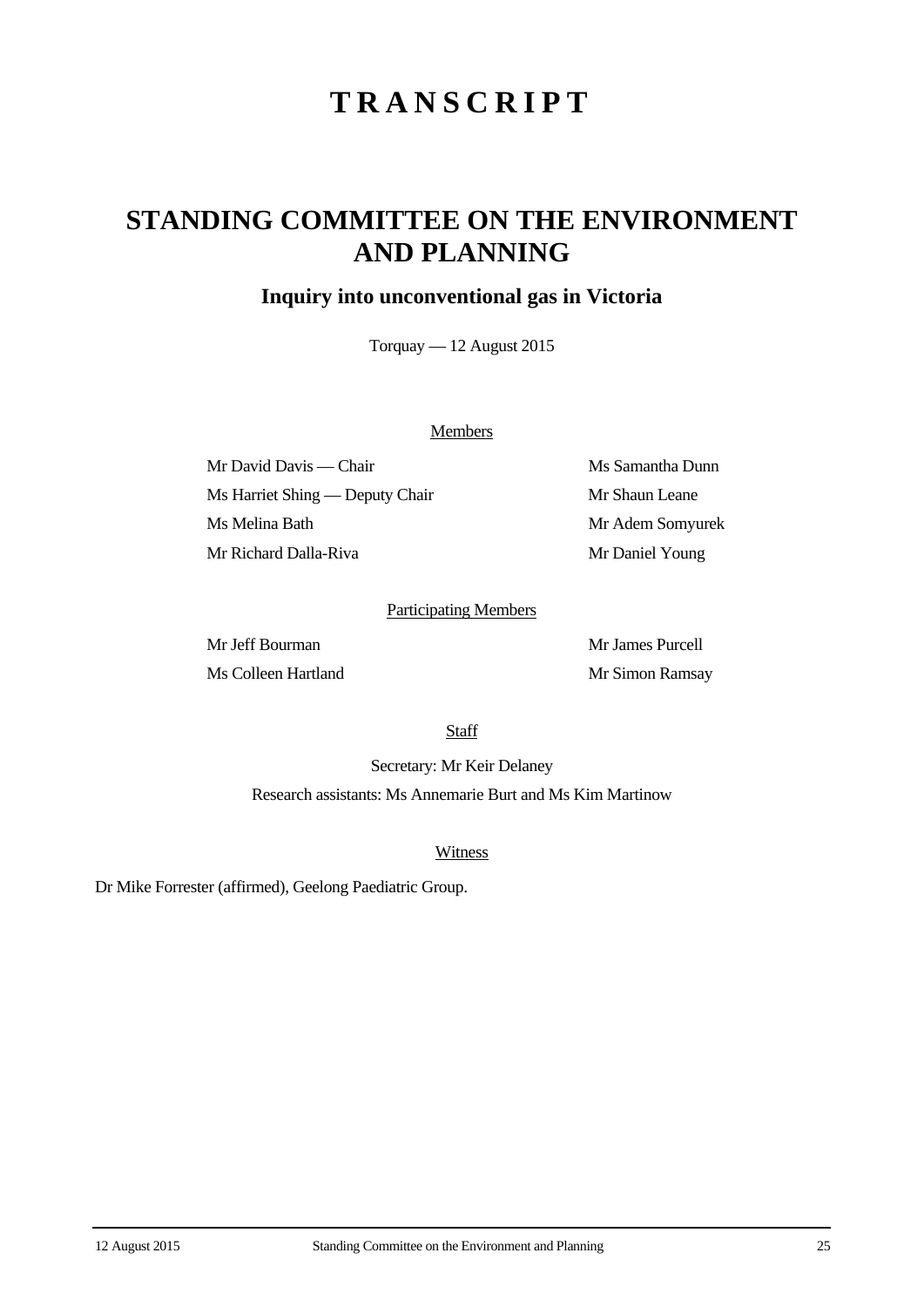# TRANSCRIPT

## STANDING COMMITTEE ON THE ENVIRONMENT AND PLANNING

### Inquiry into unconventional gas in Victoria

Torquay — 12 August 2015

Members

Mr David Davis — Chair

Ms Harriet Shing — Deputy Chair

Ms Melina Bath

Mr Richard Dalla-Riva

Ms Samantha Dunn

Mr Shaun Leane

Mr Adem Somyurek

Mr Daniel Young

Participating Members

Mr Jeff Bourman

Ms Colleen Hartland

Mr James Purcell

Mr Simon Ramsay

Staff

Secretary: Mr Keir Delaney

Research assistants: Ms Annemarie Burt and Ms Kim Martinow

Witness

Dr Mike Forrester (affirmed), Geelong Paediatric Group.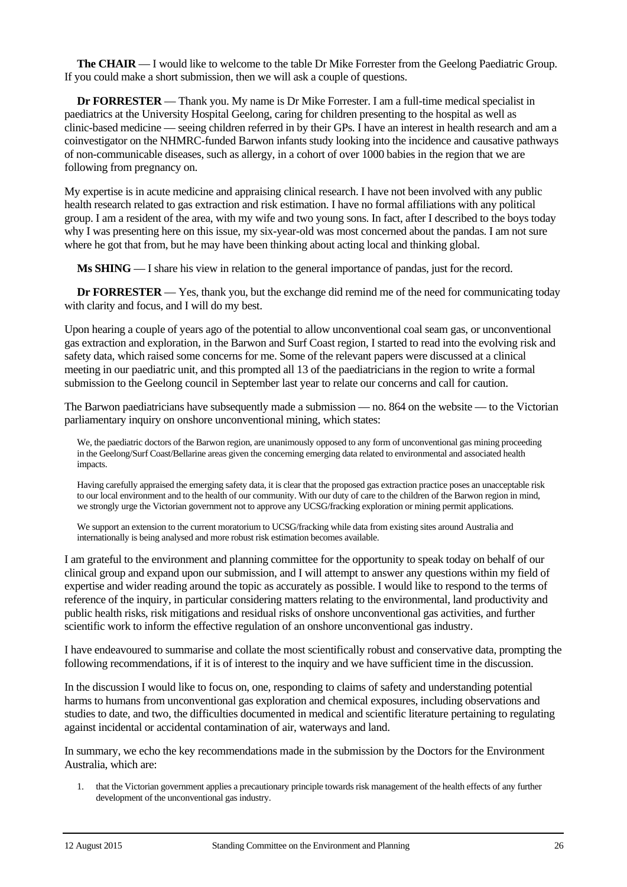**The CHAIR** — I would like to welcome to the table Dr Mike Forrester from the Geelong Paediatric Group. If you could make a short submission, then we will ask a couple of questions.

**Dr FORRESTER** — Thank you. My name is Dr Mike Forrester. I am a full-time medical specialist in paediatrics at the University Hospital Geelong, caring for children presenting to the hospital as well as clinic-based medicine — seeing children referred in by their GPs. I have an interest in health research and am a coinvestigator on the NHMRC-funded Barwon infants study looking into the incidence and causative pathways of non-communicable diseases, such as allergy, in a cohort of over 1000 babies in the region that we are following from pregnancy on.

My expertise is in acute medicine and appraising clinical research. I have not been involved with any public health research related to gas extraction and risk estimation. I have no formal affiliations with any political group. I am a resident of the area, with my wife and two young sons. In fact, after I described to the boys today why I was presenting here on this issue, my six-year-old was most concerned about the pandas. I am not sure where he got that from, but he may have been thinking about acting local and thinking global.

**Ms SHING** — I share his view in relation to the general importance of pandas, just for the record.

**Dr FORRESTER** — Yes, thank you, but the exchange did remind me of the need for communicating today with clarity and focus, and I will do my best.

Upon hearing a couple of years ago of the potential to allow unconventional coal seam gas, or unconventional gas extraction and exploration, in the Barwon and Surf Coast region, I started to read into the evolving risk and safety data, which raised some concerns for me. Some of the relevant papers were discussed at a clinical meeting in our paediatric unit, and this prompted all 13 of the paediatricians in the region to write a formal submission to the Geelong council in September last year to relate our concerns and call for caution.

The Barwon paediatricians have subsequently made a submission — no. 864 on the website — to the Victorian parliamentary inquiry on onshore unconventional mining, which states:

> We, the paediatric doctors of the Barwon region, are unanimously opposed to any form of unconventional gas mining proceeding in the Geelong/Surf Coast/Bellarine areas given the concerning emerging data related to environmental and associated health impacts.
>
> Having carefully appraised the emerging safety data, it is clear that the proposed gas extraction practice poses an unacceptable risk to our local environment and to the health of our community. With our duty of care to the children of the Barwon region in mind, we strongly urge the Victorian government not to approve any UCSG/fracking exploration or mining permit applications.
>
> We support an extension to the current moratorium to UCSG/fracking while data from existing sites around Australia and internationally is being analysed and more robust risk estimation becomes available.

I am grateful to the environment and planning committee for the opportunity to speak today on behalf of our clinical group and expand upon our submission, and I will attempt to answer any questions within my field of expertise and wider reading around the topic as accurately as possible. I would like to respond to the terms of reference of the inquiry, in particular considering matters relating to the environmental, land productivity and public health risks, risk mitigations and residual risks of onshore unconventional gas activities, and further scientific work to inform the effective regulation of an onshore unconventional gas industry.

I have endeavoured to summarise and collate the most scientifically robust and conservative data, prompting the following recommendations, if it is of interest to the inquiry and we have sufficient time in the discussion.

In the discussion I would like to focus on, one, responding to claims of safety and understanding potential harms to humans from unconventional gas exploration and chemical exposures, including observations and studies to date, and two, the difficulties documented in medical and scientific literature pertaining to regulating against incidental or accidental contamination of air, waterways and land.

In summary, we echo the key recommendations made in the submission by the Doctors for the Environment Australia, which are:

1. that the Victorian government applies a precautionary principle towards risk management of the health effects of any further development of the unconventional gas industry.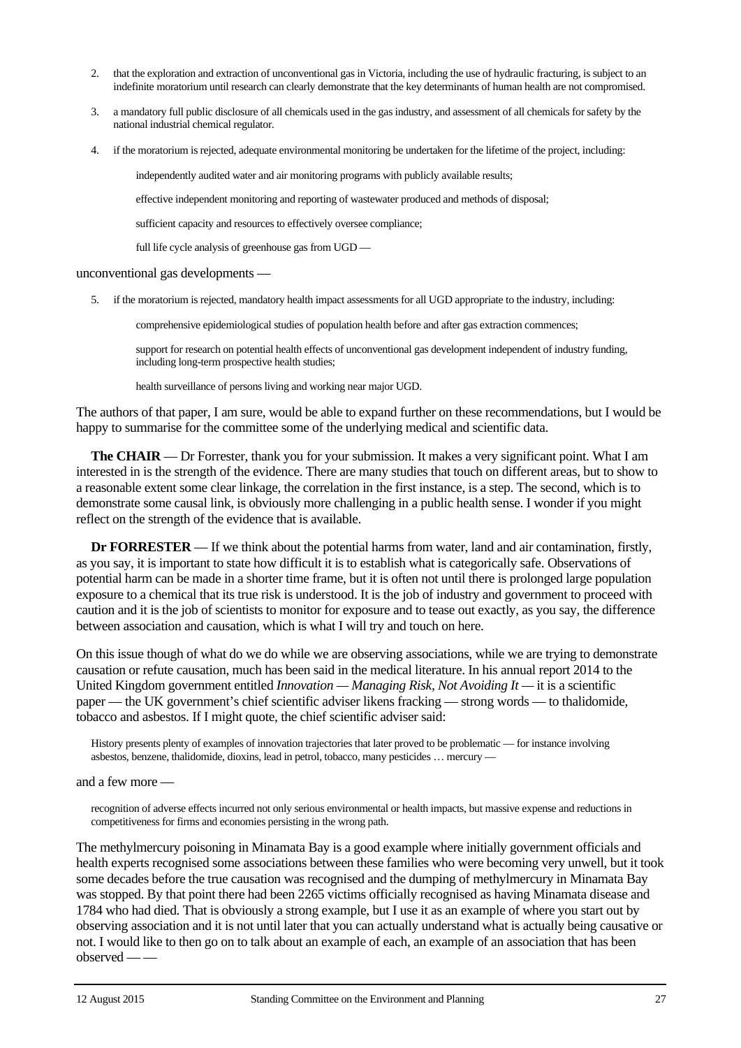2. that the exploration and extraction of unconventional gas in Victoria, including the use of hydraulic fracturing, is subject to an indefinite moratorium until research can clearly demonstrate that the key determinants of human health are not compromised.

3. a mandatory full public disclosure of all chemicals used in the gas industry, and assessment of all chemicals for safety by the national industrial chemical regulator.

4. if the moratorium is rejected, adequate environmental monitoring be undertaken for the lifetime of the project, including:

   independently audited water and air monitoring programs with publicly available results;

   effective independent monitoring and reporting of wastewater produced and methods of disposal;

   sufficient capacity and resources to effectively oversee compliance;

   full life cycle analysis of greenhouse gas from UGD —

unconventional gas developments —

5. if the moratorium is rejected, mandatory health impact assessments for all UGD appropriate to the industry, including:

   comprehensive epidemiological studies of population health before and after gas extraction commences;

   support for research on potential health effects of unconventional gas development independent of industry funding, including long-term prospective health studies;

   health surveillance of persons living and working near major UGD.

The authors of that paper, I am sure, would be able to expand further on these recommendations, but I would be happy to summarise for the committee some of the underlying medical and scientific data.

**The CHAIR** — Dr Forrester, thank you for your submission. It makes a very significant point. What I am interested in is the strength of the evidence. There are many studies that touch on different areas, but to show to a reasonable extent some clear linkage, the correlation in the first instance, is a step. The second, which is to demonstrate some causal link, is obviously more challenging in a public health sense. I wonder if you might reflect on the strength of the evidence that is available.

**Dr FORRESTER** — If we think about the potential harms from water, land and air contamination, firstly, as you say, it is important to state how difficult it is to establish what is categorically safe. Observations of potential harm can be made in a shorter time frame, but it is often not until there is prolonged large population exposure to a chemical that its true risk is understood. It is the job of industry and government to proceed with caution and it is the job of scientists to monitor for exposure and to tease out exactly, as you say, the difference between association and causation, which is what I will try and touch on here.

On this issue though of what do we do while we are observing associations, while we are trying to demonstrate causation or refute causation, much has been said in the medical literature. In his annual report 2014 to the United Kingdom government entitled *Innovation — Managing Risk, Not Avoiding It* — it is a scientific paper — the UK government's chief scientific adviser likens fracking — strong words — to thalidomide, tobacco and asbestos. If I might quote, the chief scientific adviser said:

> History presents plenty of examples of innovation trajectories that later proved to be problematic — for instance involving asbestos, benzene, thalidomide, dioxins, lead in petrol, tobacco, many pesticides … mercury —

and a few more —

> recognition of adverse effects incurred not only serious environmental or health impacts, but massive expense and reductions in competitiveness for firms and economies persisting in the wrong path.

The methylmercury poisoning in Minamata Bay is a good example where initially government officials and health experts recognised some associations between these families who were becoming very unwell, but it took some decades before the true causation was recognised and the dumping of methylmercury in Minamata Bay was stopped. By that point there had been 2265 victims officially recognised as having Minamata disease and 1784 who had died. That is obviously a strong example, but I use it as an example of where you start out by observing association and it is not until later that you can actually understand what is actually being causative or not. I would like to then go on to talk about an example of each, an example of an association that has been observed — —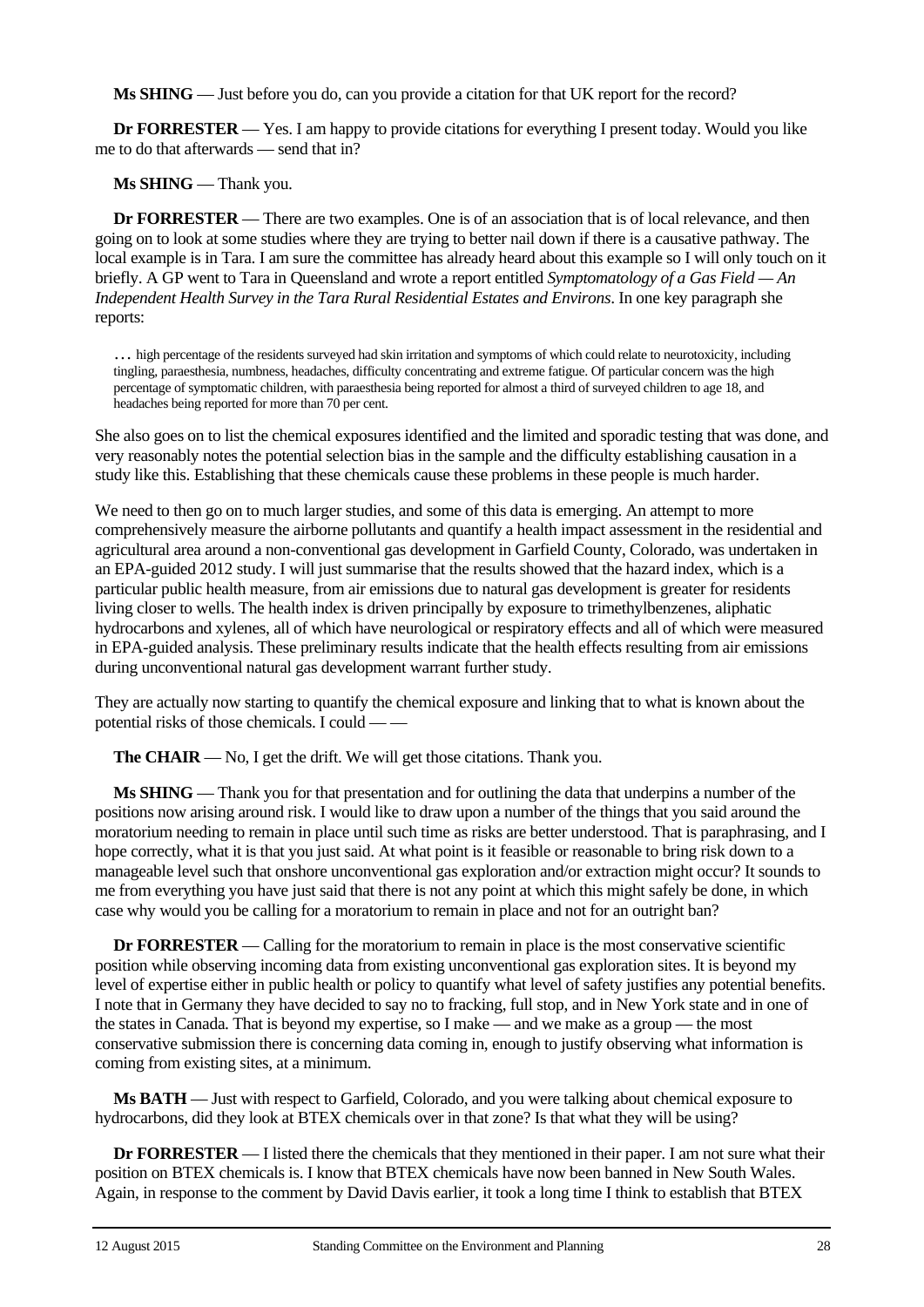**Ms SHING** — Just before you do, can you provide a citation for that UK report for the record?

**Dr FORRESTER** — Yes. I am happy to provide citations for everything I present today. Would you like me to do that afterwards — send that in?

**Ms SHING** — Thank you.

**Dr FORRESTER** — There are two examples. One is of an association that is of local relevance, and then going on to look at some studies where they are trying to better nail down if there is a causative pathway. The local example is in Tara. I am sure the committee has already heard about this example so I will only touch on it briefly. A GP went to Tara in Queensland and wrote a report entitled *Symptomatology of a Gas Field — An Independent Health Survey in the Tara Rural Residential Estates and Environs*. In one key paragraph she reports:

> … high percentage of the residents surveyed had skin irritation and symptoms of which could relate to neurotoxicity, including tingling, paraesthesia, numbness, headaches, difficulty concentrating and extreme fatigue. Of particular concern was the high percentage of symptomatic children, with paraesthesia being reported for almost a third of surveyed children to age 18, and headaches being reported for more than 70 per cent.

She also goes on to list the chemical exposures identified and the limited and sporadic testing that was done, and very reasonably notes the potential selection bias in the sample and the difficulty establishing causation in a study like this. Establishing that these chemicals cause these problems in these people is much harder.

We need to then go on to much larger studies, and some of this data is emerging. An attempt to more comprehensively measure the airborne pollutants and quantify a health impact assessment in the residential and agricultural area around a non-conventional gas development in Garfield County, Colorado, was undertaken in an EPA-guided 2012 study. I will just summarise that the results showed that the hazard index, which is a particular public health measure, from air emissions due to natural gas development is greater for residents living closer to wells. The health index is driven principally by exposure to trimethylbenzenes, aliphatic hydrocarbons and xylenes, all of which have neurological or respiratory effects and all of which were measured in EPA-guided analysis. These preliminary results indicate that the health effects resulting from air emissions during unconventional natural gas development warrant further study.

They are actually now starting to quantify the chemical exposure and linking that to what is known about the potential risks of those chemicals. I could — —

**The CHAIR** — No, I get the drift. We will get those citations. Thank you.

**Ms SHING** — Thank you for that presentation and for outlining the data that underpins a number of the positions now arising around risk. I would like to draw upon a number of the things that you said around the moratorium needing to remain in place until such time as risks are better understood. That is paraphrasing, and I hope correctly, what it is that you just said. At what point is it feasible or reasonable to bring risk down to a manageable level such that onshore unconventional gas exploration and/or extraction might occur? It sounds to me from everything you have just said that there is not any point at which this might safely be done, in which case why would you be calling for a moratorium to remain in place and not for an outright ban?

**Dr FORRESTER** — Calling for the moratorium to remain in place is the most conservative scientific position while observing incoming data from existing unconventional gas exploration sites. It is beyond my level of expertise either in public health or policy to quantify what level of safety justifies any potential benefits. I note that in Germany they have decided to say no to fracking, full stop, and in New York state and in one of the states in Canada. That is beyond my expertise, so I make — and we make as a group — the most conservative submission there is concerning data coming in, enough to justify observing what information is coming from existing sites, at a minimum.

**Ms BATH** — Just with respect to Garfield, Colorado, and you were talking about chemical exposure to hydrocarbons, did they look at BTEX chemicals over in that zone? Is that what they will be using?

**Dr FORRESTER** — I listed there the chemicals that they mentioned in their paper. I am not sure what their position on BTEX chemicals is. I know that BTEX chemicals have now been banned in New South Wales. Again, in response to the comment by David Davis earlier, it took a long time I think to establish that BTEX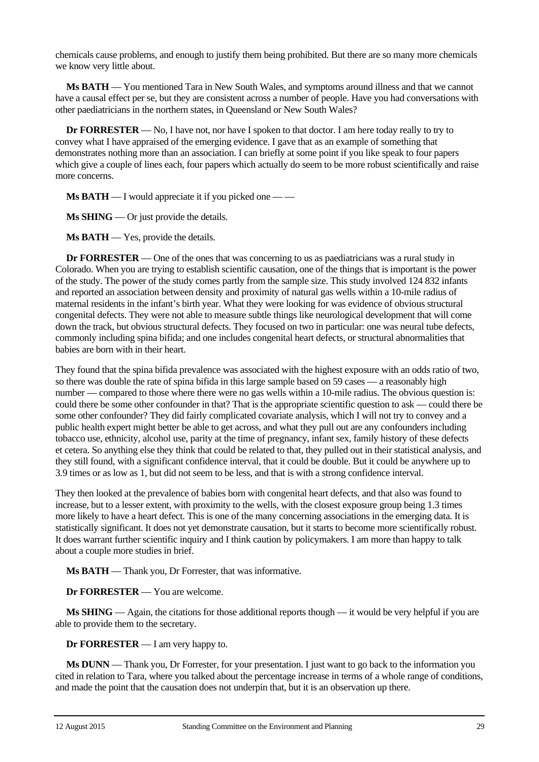chemicals cause problems, and enough to justify them being prohibited. But there are so many more chemicals we know very little about.

**Ms BATH** — You mentioned Tara in New South Wales, and symptoms around illness and that we cannot have a causal effect per se, but they are consistent across a number of people. Have you had conversations with other paediatricians in the northern states, in Queensland or New South Wales?

**Dr FORRESTER** — No, I have not, nor have I spoken to that doctor. I am here today really to try to convey what I have appraised of the emerging evidence. I gave that as an example of something that demonstrates nothing more than an association. I can briefly at some point if you like speak to four papers which give a couple of lines each, four papers which actually do seem to be more robust scientifically and raise more concerns.

**Ms BATH** — I would appreciate it if you picked one — —

**Ms SHING** — Or just provide the details.

**Ms BATH** — Yes, provide the details.

**Dr FORRESTER** — One of the ones that was concerning to us as paediatricians was a rural study in Colorado. When you are trying to establish scientific causation, one of the things that is important is the power of the study. The power of the study comes partly from the sample size. This study involved 124 832 infants and reported an association between density and proximity of natural gas wells within a 10-mile radius of maternal residents in the infant's birth year. What they were looking for was evidence of obvious structural congenital defects. They were not able to measure subtle things like neurological development that will come down the track, but obvious structural defects. They focused on two in particular: one was neural tube defects, commonly including spina bifida; and one includes congenital heart defects, or structural abnormalities that babies are born with in their heart.

They found that the spina bifida prevalence was associated with the highest exposure with an odds ratio of two, so there was double the rate of spina bifida in this large sample based on 59 cases — a reasonably high number — compared to those where there were no gas wells within a 10-mile radius. The obvious question is: could there be some other confounder in that? That is the appropriate scientific question to ask — could there be some other confounder? They did fairly complicated covariate analysis, which I will not try to convey and a public health expert might better be able to get across, and what they pull out are any confounders including tobacco use, ethnicity, alcohol use, parity at the time of pregnancy, infant sex, family history of these defects et cetera. So anything else they think that could be related to that, they pulled out in their statistical analysis, and they still found, with a significant confidence interval, that it could be double. But it could be anywhere up to 3.9 times or as low as 1, but did not seem to be less, and that is with a strong confidence interval.

They then looked at the prevalence of babies born with congenital heart defects, and that also was found to increase, but to a lesser extent, with proximity to the wells, with the closest exposure group being 1.3 times more likely to have a heart defect. This is one of the many concerning associations in the emerging data. It is statistically significant. It does not yet demonstrate causation, but it starts to become more scientifically robust. It does warrant further scientific inquiry and I think caution by policymakers. I am more than happy to talk about a couple more studies in brief.

**Ms BATH** — Thank you, Dr Forrester, that was informative.

**Dr FORRESTER** — You are welcome.

**Ms SHING** — Again, the citations for those additional reports though — it would be very helpful if you are able to provide them to the secretary.

**Dr FORRESTER** — I am very happy to.

**Ms DUNN** — Thank you, Dr Forrester, for your presentation. I just want to go back to the information you cited in relation to Tara, where you talked about the percentage increase in terms of a whole range of conditions, and made the point that the causation does not underpin that, but it is an observation up there.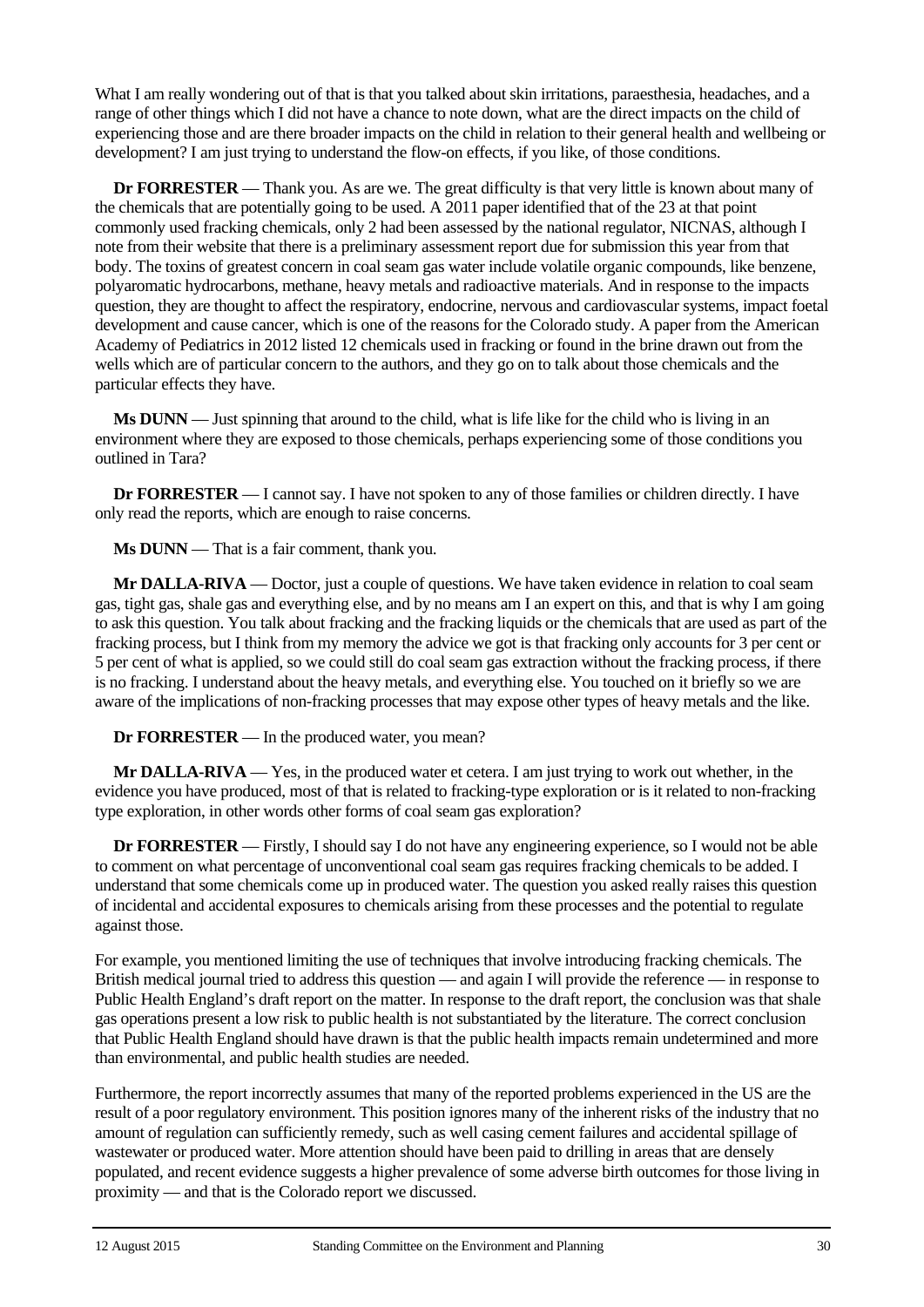What I am really wondering out of that is that you talked about skin irritations, paraesthesia, headaches, and a range of other things which I did not have a chance to note down, what are the direct impacts on the child of experiencing those and are there broader impacts on the child in relation to their general health and wellbeing or development? I am just trying to understand the flow-on effects, if you like, of those conditions.

**Dr FORRESTER** — Thank you. As are we. The great difficulty is that very little is known about many of the chemicals that are potentially going to be used. A 2011 paper identified that of the 23 at that point commonly used fracking chemicals, only 2 had been assessed by the national regulator, NICNAS, although I note from their website that there is a preliminary assessment report due for submission this year from that body. The toxins of greatest concern in coal seam gas water include volatile organic compounds, like benzene, polyaromatic hydrocarbons, methane, heavy metals and radioactive materials. And in response to the impacts question, they are thought to affect the respiratory, endocrine, nervous and cardiovascular systems, impact foetal development and cause cancer, which is one of the reasons for the Colorado study. A paper from the American Academy of Pediatrics in 2012 listed 12 chemicals used in fracking or found in the brine drawn out from the wells which are of particular concern to the authors, and they go on to talk about those chemicals and the particular effects they have.

**Ms DUNN** — Just spinning that around to the child, what is life like for the child who is living in an environment where they are exposed to those chemicals, perhaps experiencing some of those conditions you outlined in Tara?

**Dr FORRESTER** — I cannot say. I have not spoken to any of those families or children directly. I have only read the reports, which are enough to raise concerns.

**Ms DUNN** — That is a fair comment, thank you.

**Mr DALLA-RIVA** — Doctor, just a couple of questions. We have taken evidence in relation to coal seam gas, tight gas, shale gas and everything else, and by no means am I an expert on this, and that is why I am going to ask this question. You talk about fracking and the fracking liquids or the chemicals that are used as part of the fracking process, but I think from my memory the advice we got is that fracking only accounts for 3 per cent or 5 per cent of what is applied, so we could still do coal seam gas extraction without the fracking process, if there is no fracking. I understand about the heavy metals, and everything else. You touched on it briefly so we are aware of the implications of non-fracking processes that may expose other types of heavy metals and the like.

**Dr FORRESTER** — In the produced water, you mean?

**Mr DALLA-RIVA** — Yes, in the produced water et cetera. I am just trying to work out whether, in the evidence you have produced, most of that is related to fracking-type exploration or is it related to non-fracking type exploration, in other words other forms of coal seam gas exploration?

**Dr FORRESTER** — Firstly, I should say I do not have any engineering experience, so I would not be able to comment on what percentage of unconventional coal seam gas requires fracking chemicals to be added. I understand that some chemicals come up in produced water. The question you asked really raises this question of incidental and accidental exposures to chemicals arising from these processes and the potential to regulate against those.

For example, you mentioned limiting the use of techniques that involve introducing fracking chemicals. The British medical journal tried to address this question — and again I will provide the reference — in response to Public Health England's draft report on the matter. In response to the draft report, the conclusion was that shale gas operations present a low risk to public health is not substantiated by the literature. The correct conclusion that Public Health England should have drawn is that the public health impacts remain undetermined and more than environmental, and public health studies are needed.

Furthermore, the report incorrectly assumes that many of the reported problems experienced in the US are the result of a poor regulatory environment. This position ignores many of the inherent risks of the industry that no amount of regulation can sufficiently remedy, such as well casing cement failures and accidental spillage of wastewater or produced water. More attention should have been paid to drilling in areas that are densely populated, and recent evidence suggests a higher prevalence of some adverse birth outcomes for those living in proximity — and that is the Colorado report we discussed.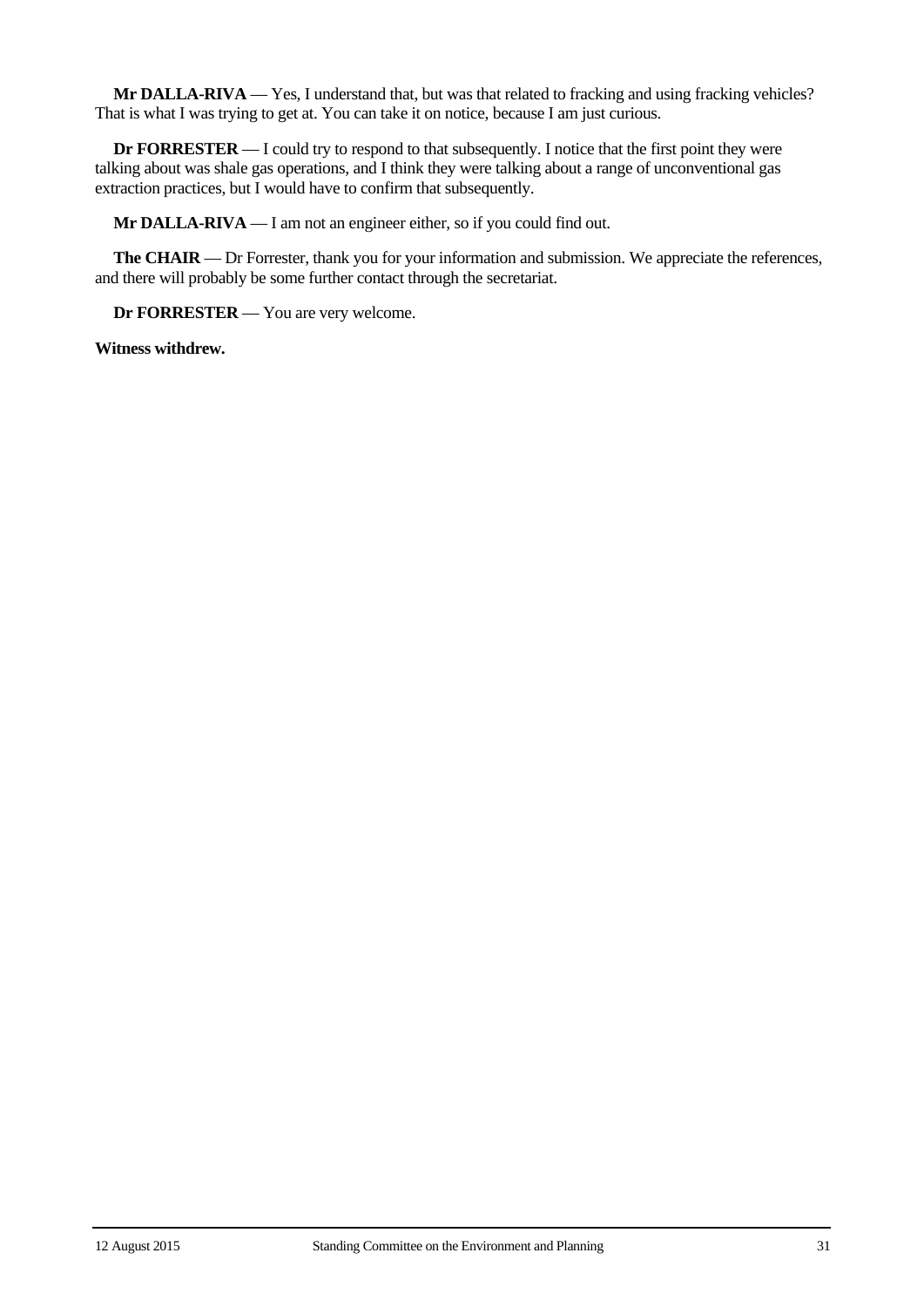**Mr DALLA-RIVA** — Yes, I understand that, but was that related to fracking and using fracking vehicles? That is what I was trying to get at. You can take it on notice, because I am just curious.

**Dr FORRESTER** — I could try to respond to that subsequently. I notice that the first point they were talking about was shale gas operations, and I think they were talking about a range of unconventional gas extraction practices, but I would have to confirm that subsequently.

**Mr DALLA-RIVA** — I am not an engineer either, so if you could find out.

**The CHAIR** — Dr Forrester, thank you for your information and submission. We appreciate the references, and there will probably be some further contact through the secretariat.

**Dr FORRESTER** — You are very welcome.

**Witness withdrew.**